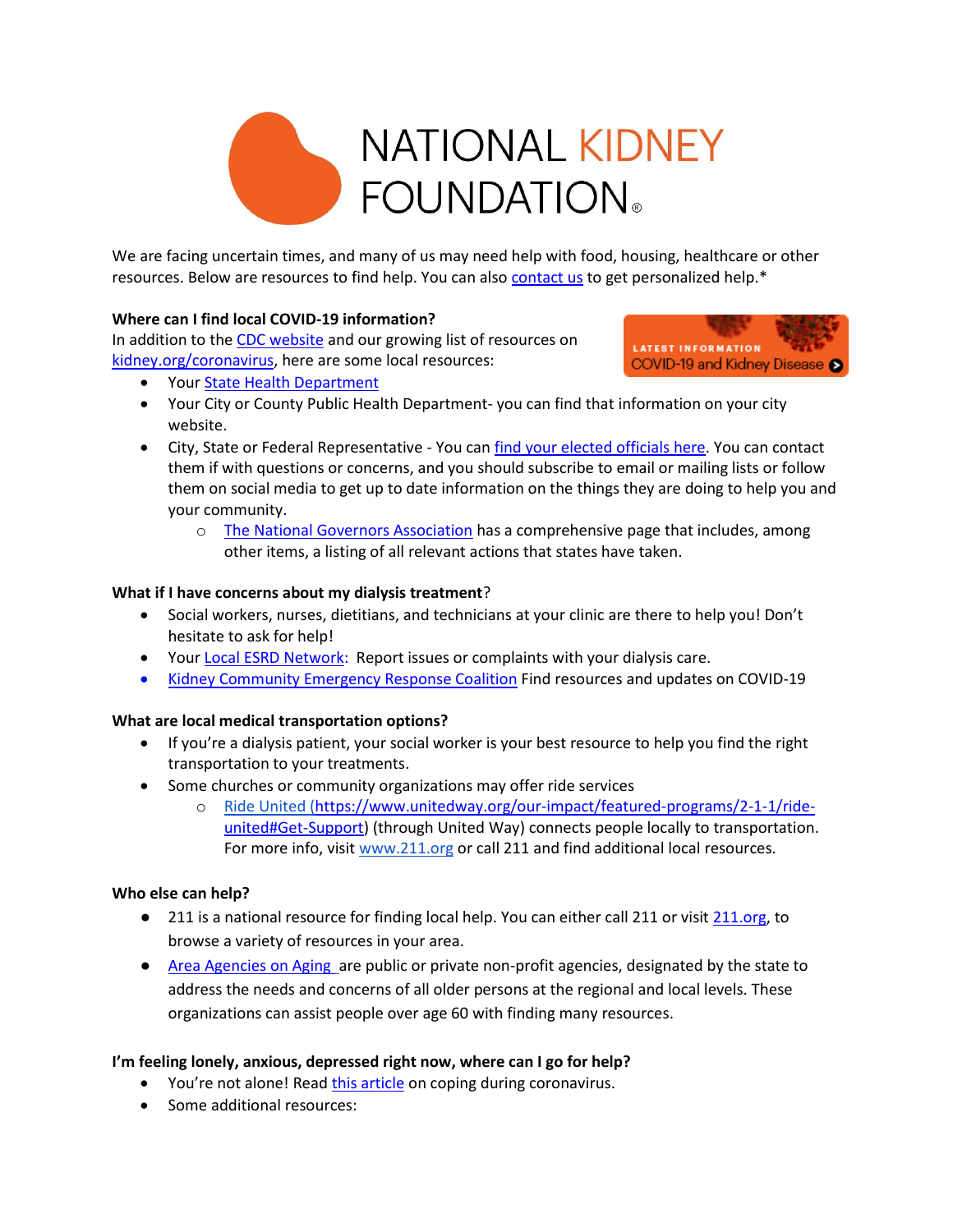# NATIONAL KIDNEY FOUNDATION

We are facing uncertain times, and many of us may need help with food, housing, healthcare or other resources. Below are resources to find help. You can also contact us to get personalized help.*

**Where can I find local COVID-19 information?**

In addition to the CDC website and our growing list of resources on kidney.org/coronavirus, here are some local resources:

LATEST INFORMATION COVID-19 and Kidney Disease

- Your State Health Department
- Your City or County Public Health Department- you can find that information on your city website.
- City, State or Federal Representative - You can find your elected officials here. You can contact them if with questions or concerns, and you should subscribe to email or mailing lists or follow them on social media to get up to date information on the things they are doing to help you and your community.
    - The National Governors Association has a comprehensive page that includes, among other items, a listing of all relevant actions that states have taken.

**What if I have concerns about my dialysis treatment**?

- Social workers, nurses, dietitians, and technicians at your clinic are there to help you! Don't hesitate to ask for help!
- Your Local ESRD Network: Report issues or complaints with your dialysis care.
- Kidney Community Emergency Response Coalition Find resources and updates on COVID-19

**What are local medical transportation options?**

- If you're a dialysis patient, your social worker is your best resource to help you find the right transportation to your treatments.
- Some churches or community organizations may offer ride services
    - Ride United (https://www.unitedway.org/our-impact/featured-programs/2-1-1/ride-united#Get-Support) (through United Way) connects people locally to transportation. For more info, visit www.211.org or call 211 and find additional local resources.

**Who else can help?**

- 211 is a national resource for finding local help. You can either call 211 or visit 211.org, to browse a variety of resources in your area.
- Area Agencies on Aging are public or private non-profit agencies, designated by the state to address the needs and concerns of all older persons at the regional and local levels. These organizations can assist people over age 60 with finding many resources.

**I'm feeling lonely, anxious, depressed right now, where can I go for help?**

- You're not alone! Read this article on coping during coronavirus.
- Some additional resources: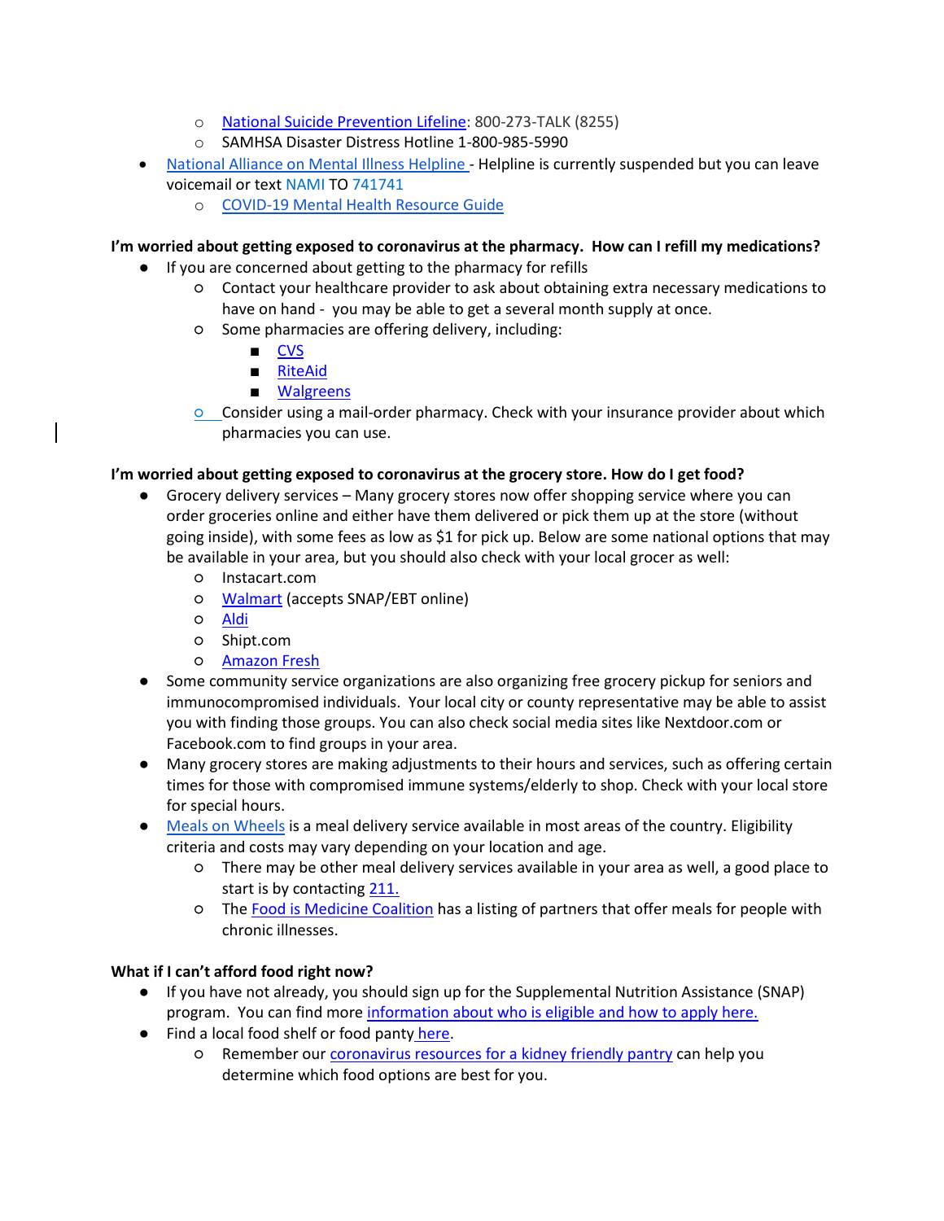- National Suicide Prevention Lifeline: 800-273-TALK (8255)
    - SAMHSA Disaster Distress Hotline 1-800-985-5990
- National Alliance on Mental Illness Helpline - Helpline is currently suspended but you can leave voicemail or text NAMI TO 741741
    - COVID-19 Mental Health Resource Guide

**I'm worried about getting exposed to coronavirus at the pharmacy. How can I refill my medications?**

- If you are concerned about getting to the pharmacy for refills
    - Contact your healthcare provider to ask about obtaining extra necessary medications to have on hand - you may be able to get a several month supply at once.
    - Some pharmacies are offering delivery, including:
        - CVS
        - RiteAid
        - Walgreens
    - Consider using a mail-order pharmacy. Check with your insurance provider about which pharmacies you can use.

**I'm worried about getting exposed to coronavirus at the grocery store. How do I get food?**

- Grocery delivery services – Many grocery stores now offer shopping service where you can order groceries online and either have them delivered or pick them up at the store (without going inside), with some fees as low as $1 for pick up. Below are some national options that may be available in your area, but you should also check with your local grocer as well:
    - Instacart.com
    - Walmart (accepts SNAP/EBT online)
    - Aldi
    - Shipt.com
    - Amazon Fresh
- Some community service organizations are also organizing free grocery pickup for seniors and immunocompromised individuals. Your local city or county representative may be able to assist you with finding those groups. You can also check social media sites like Nextdoor.com or Facebook.com to find groups in your area.
- Many grocery stores are making adjustments to their hours and services, such as offering certain times for those with compromised immune systems/elderly to shop. Check with your local store for special hours.
- Meals on Wheels is a meal delivery service available in most areas of the country. Eligibility criteria and costs may vary depending on your location and age.
    - There may be other meal delivery services available in your area as well, a good place to start is by contacting 211.
    - The Food is Medicine Coalition has a listing of partners that offer meals for people with chronic illnesses.

**What if I can't afford food right now?**

- If you have not already, you should sign up for the Supplemental Nutrition Assistance (SNAP) program. You can find more information about who is eligible and how to apply here.
- Find a local food shelf or food panty here.
    - Remember our coronavirus resources for a kidney friendly pantry can help you determine which food options are best for you.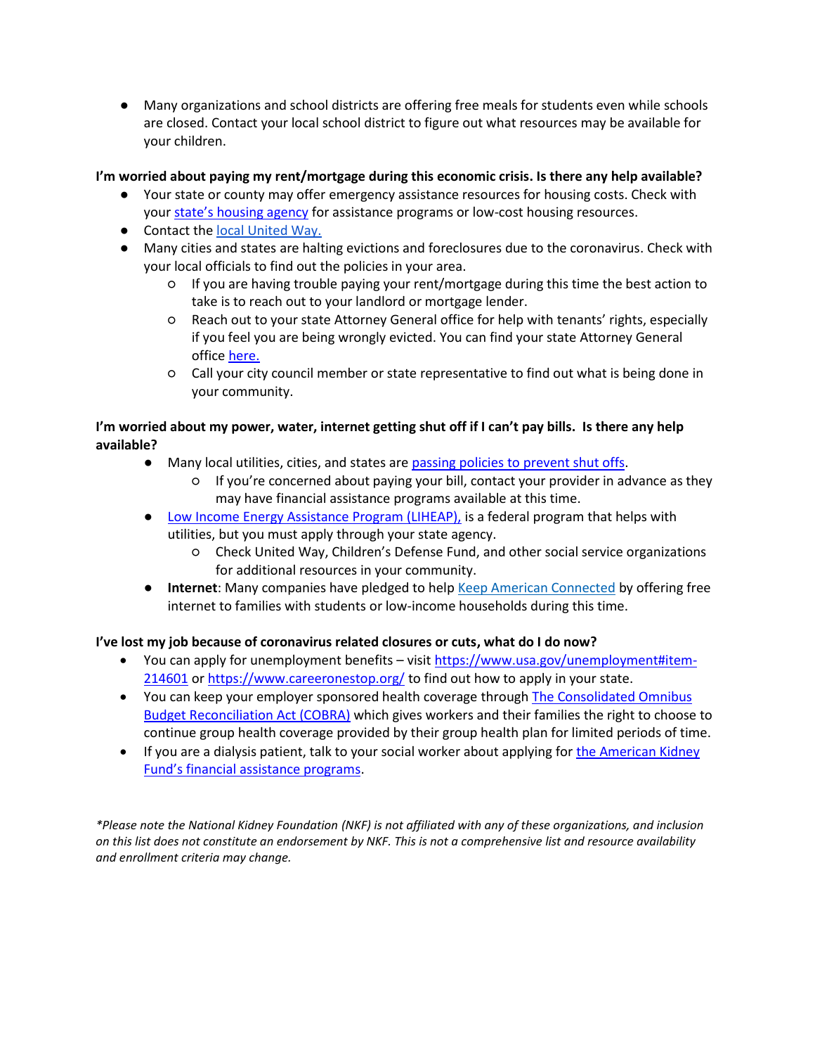- Many organizations and school districts are offering free meals for students even while schools are closed. Contact your local school district to figure out what resources may be available for your children.

**I'm worried about paying my rent/mortgage during this economic crisis. Is there any help available?**

- Your state or county may offer emergency assistance resources for housing costs. Check with your state's housing agency for assistance programs or low-cost housing resources.
- Contact the local United Way.
- Many cities and states are halting evictions and foreclosures due to the coronavirus. Check with your local officials to find out the policies in your area.
  - If you are having trouble paying your rent/mortgage during this time the best action to take is to reach out to your landlord or mortgage lender.
  - Reach out to your state Attorney General office for help with tenants' rights, especially if you feel you are being wrongly evicted. You can find your state Attorney General office here.
  - Call your city council member or state representative to find out what is being done in your community.

**I'm worried about my power, water, internet getting shut off if I can't pay bills. Is there any help available?**

- Many local utilities, cities, and states are passing policies to prevent shut offs.
  - If you're concerned about paying your bill, contact your provider in advance as they may have financial assistance programs available at this time.
- Low Income Energy Assistance Program (LIHEAP), is a federal program that helps with utilities, but you must apply through your state agency.
  - Check United Way, Children's Defense Fund, and other social service organizations for additional resources in your community.
- **Internet**: Many companies have pledged to help Keep American Connected by offering free internet to families with students or low-income households during this time.

**I've lost my job because of coronavirus related closures or cuts, what do I do now?**

- You can apply for unemployment benefits – visit https://www.usa.gov/unemployment#item-214601 or https://www.careeronestop.org/ to find out how to apply in your state.
- You can keep your employer sponsored health coverage through The Consolidated Omnibus Budget Reconciliation Act (COBRA) which gives workers and their families the right to choose to continue group health coverage provided by their group health plan for limited periods of time.
- If you are a dialysis patient, talk to your social worker about applying for the American Kidney Fund's financial assistance programs.

*\*Please note the National Kidney Foundation (NKF) is not affiliated with any of these organizations, and inclusion on this list does not constitute an endorsement by NKF. This is not a comprehensive list and resource availability and enrollment criteria may change.*